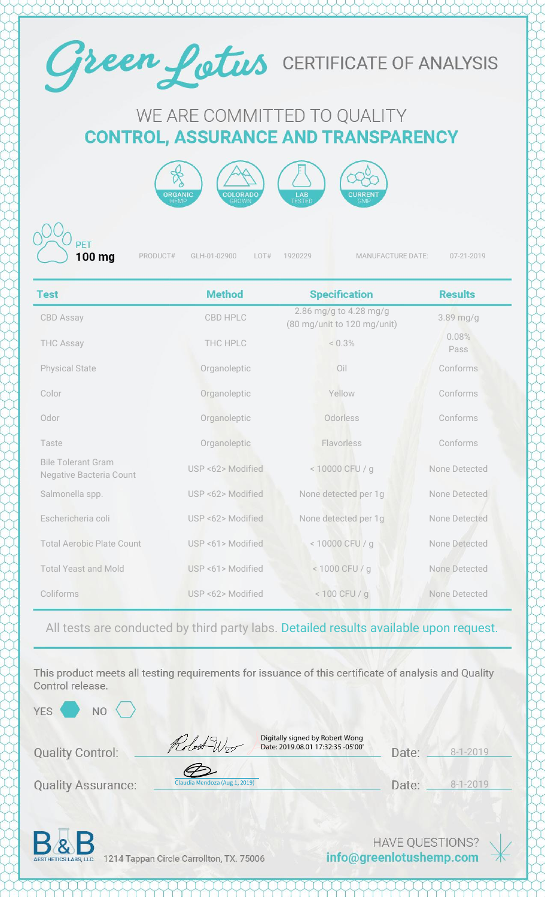# Green Lotus CERTIFICATE OF ANALYSIS

## WE ARE COMMITTED TO QUALITY
## CONTROL, ASSURANCE AND TRANSPARENCY

ORGANIC HEMP | COLORADO GROWN | LAB TESTED | CURRENT GMP

**PET 100 mg** PRODUCT# GLH-01-02900 LOT# 1920229 MANUFACTURE DATE: 07-21-2019

| Test | Method | Specification | Results |
|---|---|---|---|
| CBD Assay | CBD HPLC | 2.86 mg/g to 4.28 mg/g (80 mg/unit to 120 mg/unit) | 3.89 mg/g |
| THC Assay | THC HPLC | < 0.3% | 0.08% Pass |
| Physical State | Organoleptic | Oil | Conforms |
| Color | Organoleptic | Yellow | Conforms |
| Odor | Organoleptic | Odorless | Conforms |
| Taste | Organoleptic | Flavorless | Conforms |
| Bile Tolerant Gram Negative Bacteria Count | USP <62> Modified | < 10000 CFU / g | None Detected |
| Salmonella spp. | USP <62> Modified | None detected per 1g | None Detected |
| Eschericheria coli | USP <62> Modified | None detected per 1g | None Detected |
| Total Aerobic Plate Count | USP <61> Modified | < 10000 CFU / g | None Detected |
| Total Yeast and Mold | USP <61> Modified | < 1000 CFU / g | None Detected |
| Coliforms | USP <62> Modified | < 100 CFU / g | None Detected |

All tests are conducted by third party labs. Detailed results available upon request.

This product meets all testing requirements for issuance of this certificate of analysis and Quality Control release.

YES ⬢ NO ⬡

Quality Control: Digitally signed by Robert Wong Date: 2019.08.01 17:32:35 -05'00' Date: 8-1-2019

Quality Assurance: Claudia Mendoza (Aug 1, 2019) Date: 8-1-2019

B&B AESTHETICS LABS, LLC. 1214 Tappan Circle Carrollton, TX. 75006

HAVE QUESTIONS? info@greenlotushemp.com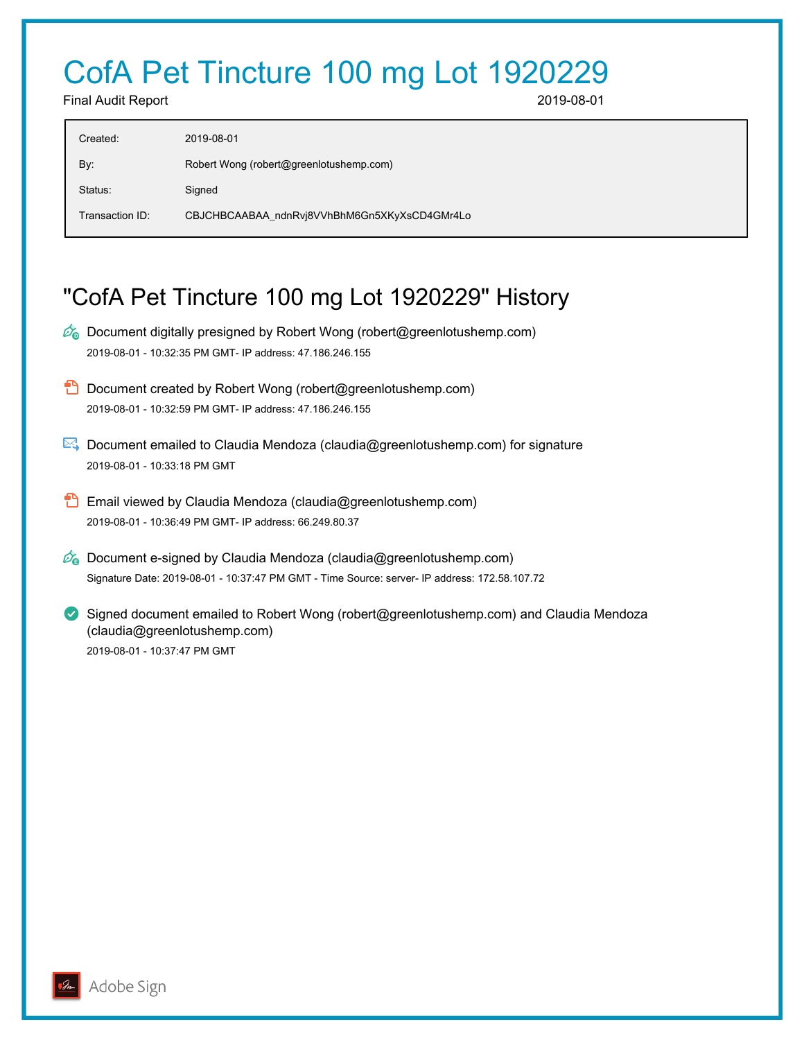# CofA Pet Tincture 100 mg Lot 1920229

Final Audit Report 2019-08-01

| | |
|---|---|
| Created: | 2019-08-01 |
| By: | Robert Wong (robert@greenlotushemp.com) |
| Status: | Signed |
| Transaction ID: | CBJCHBCAABAA_ndnRvj8VVhBhM6Gn5XKyXsCD4GMr4Lo |

## "CofA Pet Tincture 100 mg Lot 1920229" History

- Document digitally presigned by Robert Wong (robert@greenlotushemp.com)
  2019-08-01 - 10:32:35 PM GMT- IP address: 47.186.246.155

- Document created by Robert Wong (robert@greenlotushemp.com)
  2019-08-01 - 10:32:59 PM GMT- IP address: 47.186.246.155

- Document emailed to Claudia Mendoza (claudia@greenlotushemp.com) for signature
  2019-08-01 - 10:33:18 PM GMT

- Email viewed by Claudia Mendoza (claudia@greenlotushemp.com)
  2019-08-01 - 10:36:49 PM GMT- IP address: 66.249.80.37

- Document e-signed by Claudia Mendoza (claudia@greenlotushemp.com)
  Signature Date: 2019-08-01 - 10:37:47 PM GMT - Time Source: server- IP address: 172.58.107.72

- Signed document emailed to Robert Wong (robert@greenlotushemp.com) and Claudia Mendoza (claudia@greenlotushemp.com)
  2019-08-01 - 10:37:47 PM GMT

Adobe Sign